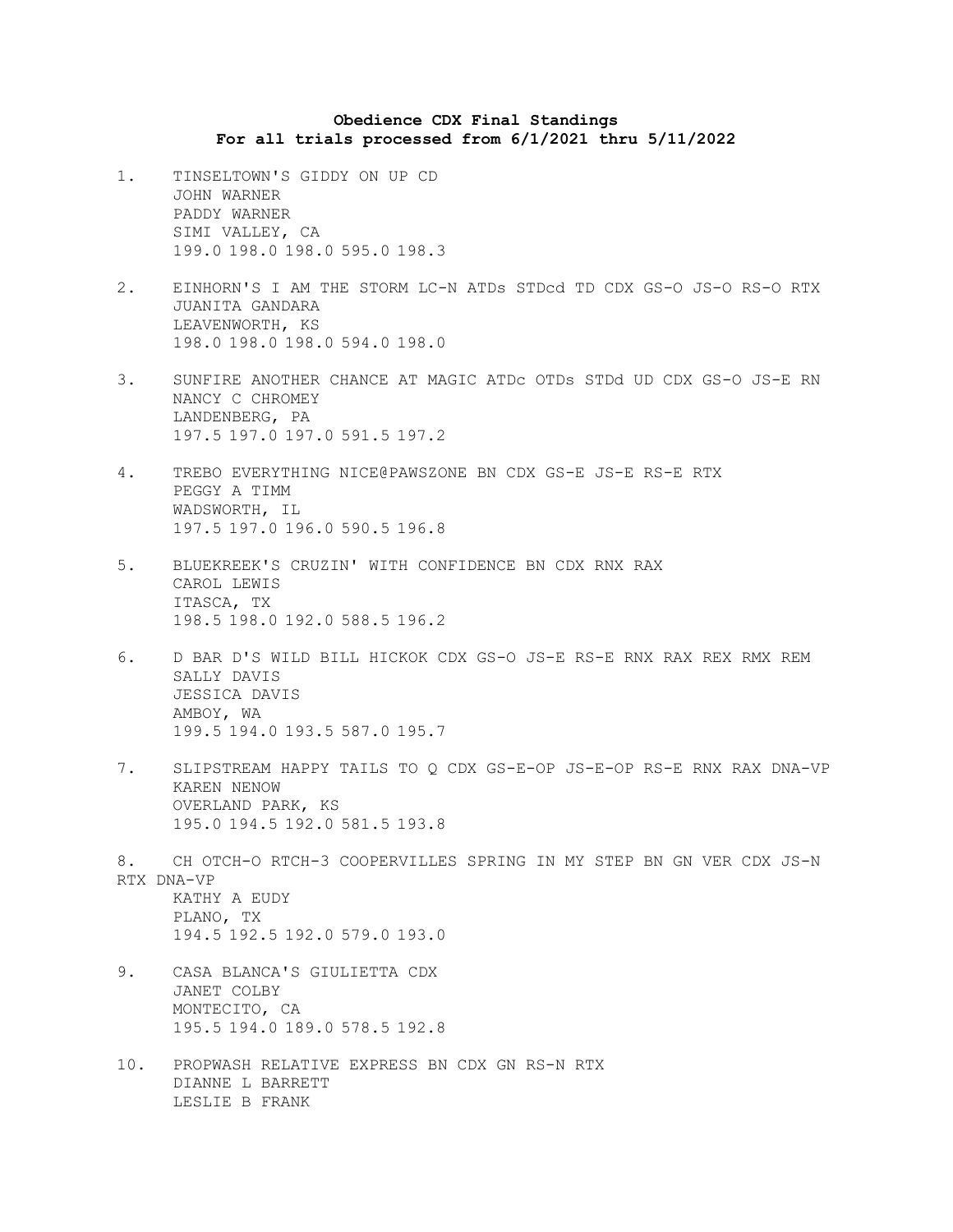**Obedience CDX Final Standings**
**For all trials processed from 6/1/2021 thru 5/11/2022**

1. TINSELTOWN'S GIDDY ON UP CD
   JOHN WARNER
   PADDY WARNER
   SIMI VALLEY, CA
   199.0 198.0 198.0 595.0 198.3

2. EINHORN'S I AM THE STORM LC-N ATDs STDcd TD CDX GS-O JS-O RS-O RTX
   JUANITA GANDARA
   LEAVENWORTH, KS
   198.0 198.0 198.0 594.0 198.0

3. SUNFIRE ANOTHER CHANCE AT MAGIC ATDc OTDs STDd UD CDX GS-O JS-E RN
   NANCY C CHROMEY
   LANDENBERG, PA
   197.5 197.0 197.0 591.5 197.2

4. TREBO EVERYTHING NICE@PAWSZONE BN CDX GS-E JS-E RS-E RTX
   PEGGY A TIMM
   WADSWORTH, IL
   197.5 197.0 196.0 590.5 196.8

5. BLUEKREEK'S CRUZIN' WITH CONFIDENCE BN CDX RNX RAX
   CAROL LEWIS
   ITASCA, TX
   198.5 198.0 192.0 588.5 196.2

6. D BAR D'S WILD BILL HICKOK CDX GS-O JS-E RS-E RNX RAX REX RMX REM
   SALLY DAVIS
   JESSICA DAVIS
   AMBOY, WA
   199.5 194.0 193.5 587.0 195.7

7. SLIPSTREAM HAPPY TAILS TO Q CDX GS-E-OP JS-E-OP RS-E RNX RAX DNA-VP
   KAREN NENOW
   OVERLAND PARK, KS
   195.0 194.5 192.0 581.5 193.8

8. CH OTCH-O RTCH-3 COOPERVILLES SPRING IN MY STEP BN GN VER CDX JS-N RTX DNA-VP
   KATHY A EUDY
   PLANO, TX
   194.5 192.5 192.0 579.0 193.0

9. CASA BLANCA'S GIULIETTA CDX
   JANET COLBY
   MONTECITO, CA
   195.5 194.0 189.0 578.5 192.8

10. PROPWASH RELATIVE EXPRESS BN CDX GN RS-N RTX
    DIANNE L BARRETT
    LESLIE B FRANK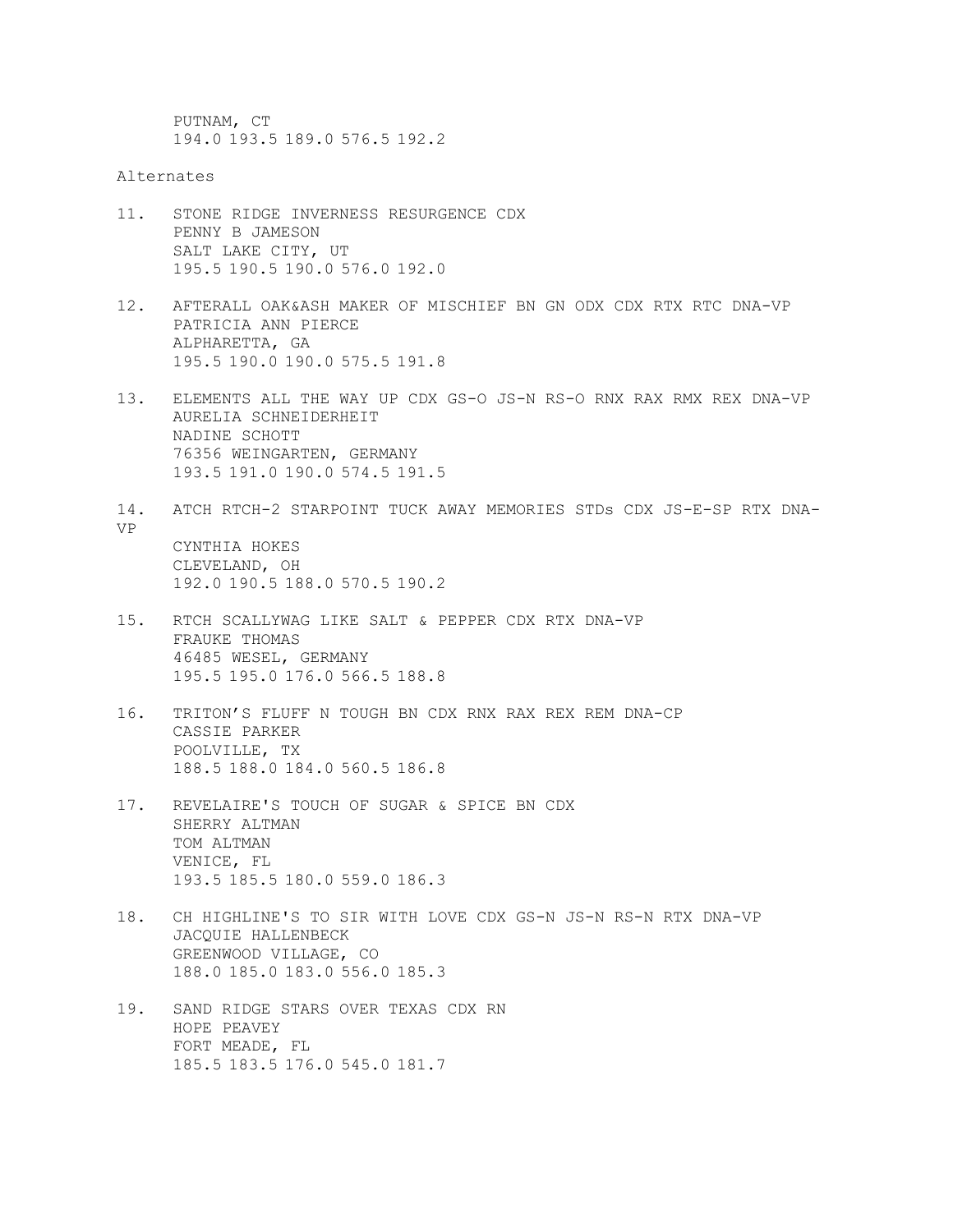PUTNAM, CT
194.0 193.5 189.0 576.5 192.2

Alternates

11. STONE RIDGE INVERNESS RESURGENCE CDX
    PENNY B JAMESON
    SALT LAKE CITY, UT
    195.5 190.5 190.0 576.0 192.0

12. AFTERALL OAK&ASH MAKER OF MISCHIEF BN GN ODX CDX RTX RTC DNA-VP
    PATRICIA ANN PIERCE
    ALPHARETTA, GA
    195.5 190.0 190.0 575.5 191.8

13. ELEMENTS ALL THE WAY UP CDX GS-O JS-N RS-O RNX RAX RMX REX DNA-VP
    AURELIA SCHNEIDERHEIT
    NADINE SCHOTT
    76356 WEINGARTEN, GERMANY
    193.5 191.0 190.0 574.5 191.5

14. ATCH RTCH-2 STARPOINT TUCK AWAY MEMORIES STDs CDX JS-E-SP RTX DNA-VP
    CYNTHIA HOKES
    CLEVELAND, OH
    192.0 190.5 188.0 570.5 190.2

15. RTCH SCALLYWAG LIKE SALT & PEPPER CDX RTX DNA-VP
    FRAUKE THOMAS
    46485 WESEL, GERMANY
    195.5 195.0 176.0 566.5 188.8

16. TRITON'S FLUFF N TOUGH BN CDX RNX RAX REX REM DNA-CP
    CASSIE PARKER
    POOLVILLE, TX
    188.5 188.0 184.0 560.5 186.8

17. REVELAIRE'S TOUCH OF SUGAR & SPICE BN CDX
    SHERRY ALTMAN
    TOM ALTMAN
    VENICE, FL
    193.5 185.5 180.0 559.0 186.3

18. CH HIGHLINE'S TO SIR WITH LOVE CDX GS-N JS-N RS-N RTX DNA-VP
    JACQUIE HALLENBECK
    GREENWOOD VILLAGE, CO
    188.0 185.0 183.0 556.0 185.3

19. SAND RIDGE STARS OVER TEXAS CDX RN
    HOPE PEAVEY
    FORT MEADE, FL
    185.5 183.5 176.0 545.0 181.7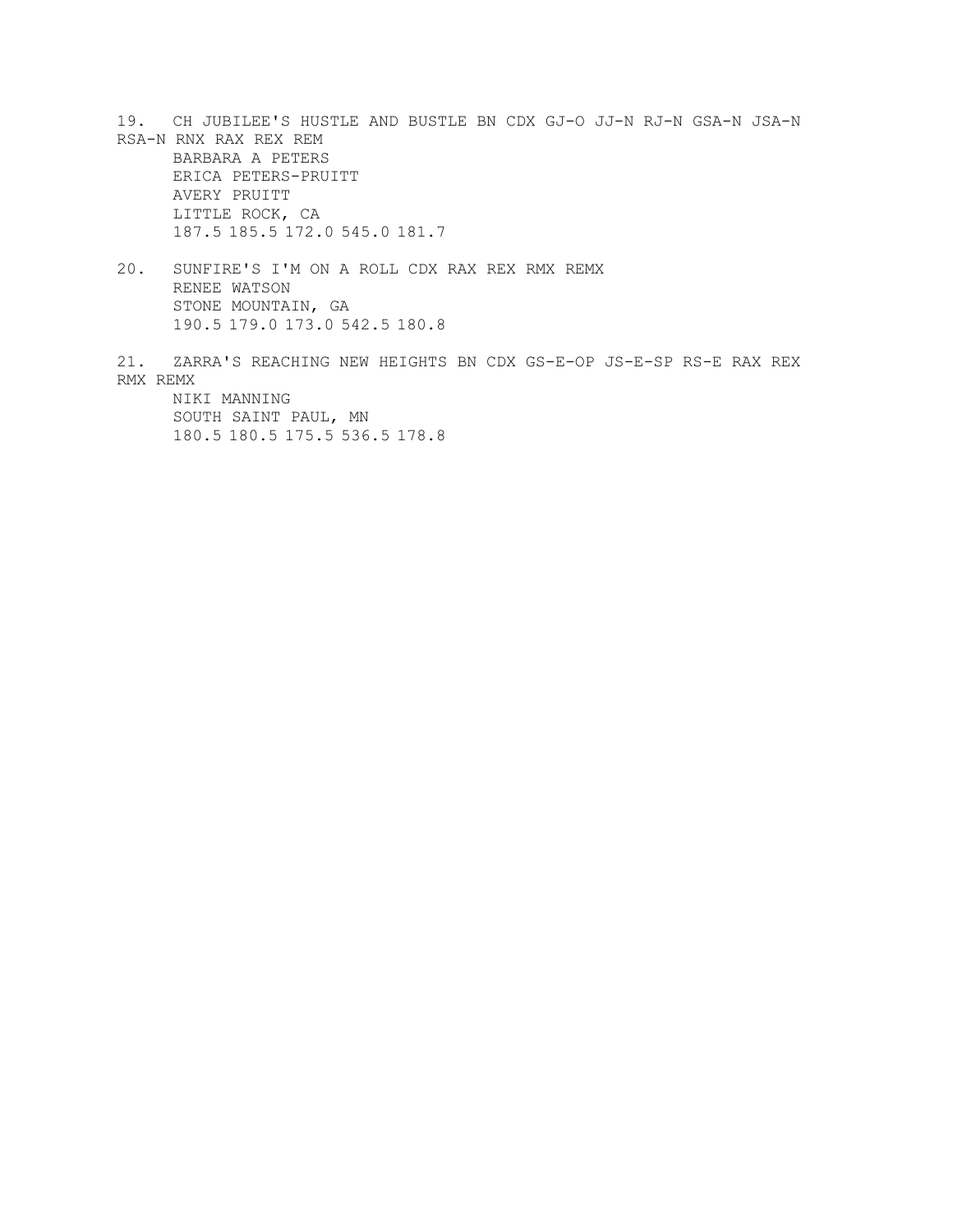19. CH JUBILEE'S HUSTLE AND BUSTLE BN CDX GJ-O JJ-N RJ-N GSA-N JSA-N RSA-N RNX RAX REX REM
    BARBARA A PETERS
    ERICA PETERS-PRUITT
    AVERY PRUITT
    LITTLE ROCK, CA
    187.5 185.5 172.0 545.0 181.7

20. SUNFIRE'S I'M ON A ROLL CDX RAX REX RMX REMX
    RENEE WATSON
    STONE MOUNTAIN, GA
    190.5 179.0 173.0 542.5 180.8

21. ZARRA'S REACHING NEW HEIGHTS BN CDX GS-E-OP JS-E-SP RS-E RAX REX RMX REMX
    NIKI MANNING
    SOUTH SAINT PAUL, MN
    180.5 180.5 175.5 536.5 178.8